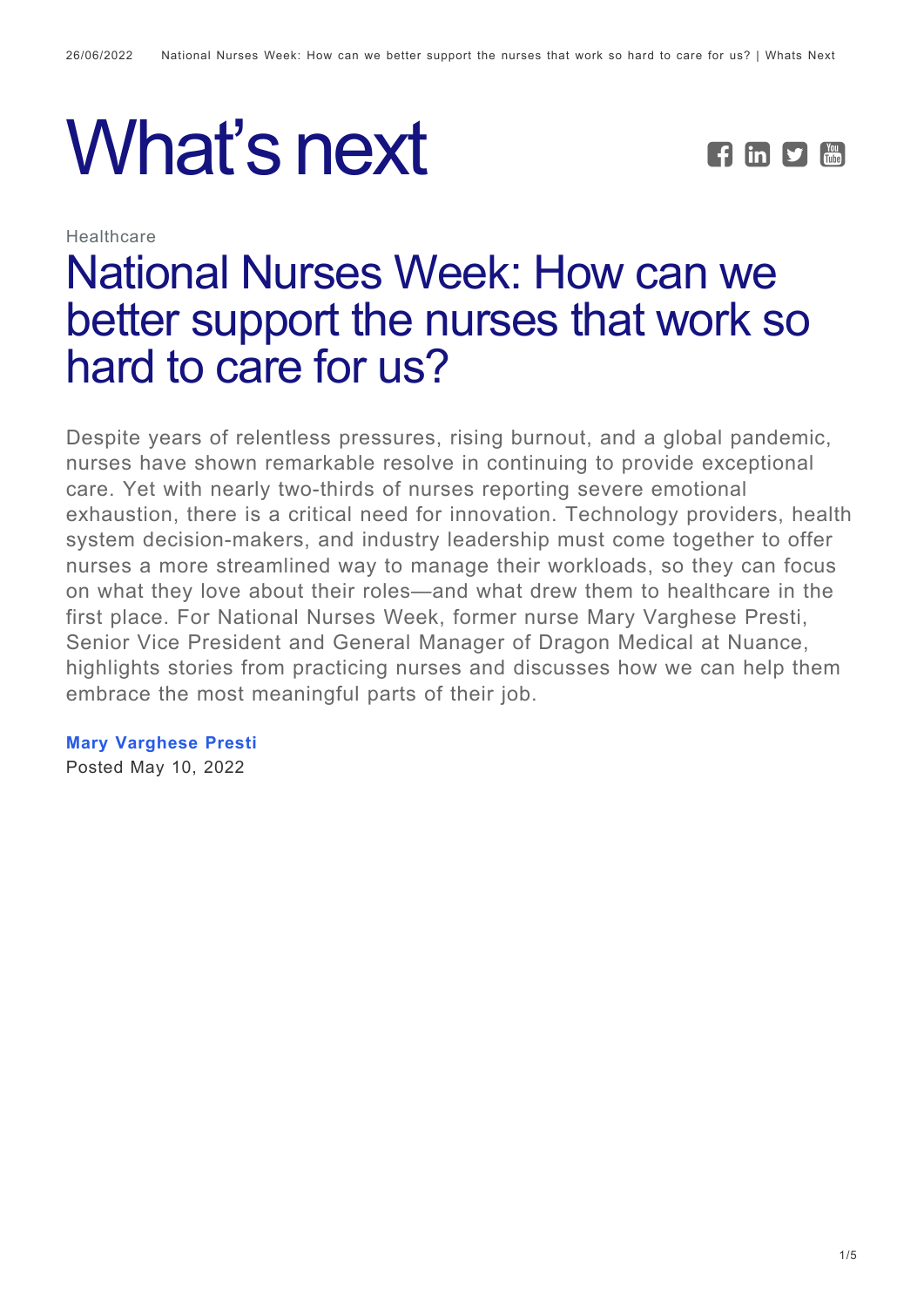# What's next

Healthcare

## National Nurses Week: How can we better support the nurses that work so hard to care for us?

Despite years of relentless pressures, rising burnout, and a global pandemic, nurses have shown remarkable resolve in continuing to provide exceptional care. Yet with nearly two-thirds of nurses reporting severe emotional exhaustion, there is a critical need for innovation. Technology providers, health system decision-makers, and industry leadership must come together to offer nurses a more streamlined way to manage their workloads, so they can focus on what they love about their roles—and what drew them to healthcare in the first place. For National Nurses Week, former nurse Mary Varghese Presti, Senior Vice President and General Manager of Dragon Medical at Nuance, highlights stories from practicing nurses and discusses how we can help them embrace the most meaningful parts of their job.

**Mary Varghese Presti**
Posted May 10, 2022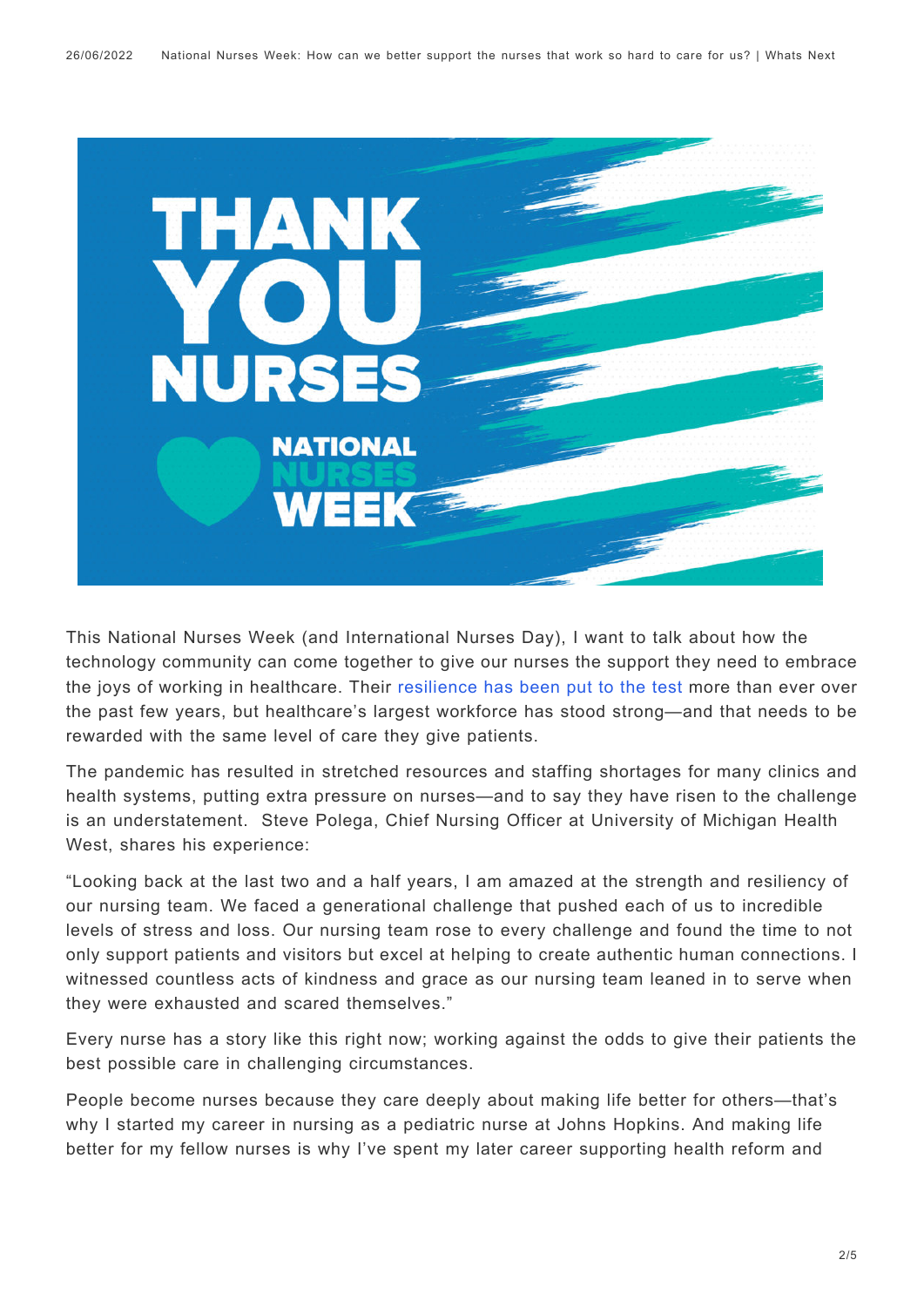This National Nurses Week (and International Nurses Day), I want to talk about how the technology community can come together to give our nurses the support they need to embrace the joys of working in healthcare. Their resilience has been put to the test more than ever over the past few years, but healthcare's largest workforce has stood strong—and that needs to be rewarded with the same level of care they give patients.

The pandemic has resulted in stretched resources and staffing shortages for many clinics and health systems, putting extra pressure on nurses—and to say they have risen to the challenge is an understatement. Steve Polega, Chief Nursing Officer at University of Michigan Health West, shares his experience:

"Looking back at the last two and a half years, I am amazed at the strength and resiliency of our nursing team. We faced a generational challenge that pushed each of us to incredible levels of stress and loss. Our nursing team rose to every challenge and found the time to not only support patients and visitors but excel at helping to create authentic human connections. I witnessed countless acts of kindness and grace as our nursing team leaned in to serve when they were exhausted and scared themselves."

Every nurse has a story like this right now; working against the odds to give their patients the best possible care in challenging circumstances.

People become nurses because they care deeply about making life better for others—that's why I started my career in nursing as a pediatric nurse at Johns Hopkins. And making life better for my fellow nurses is why I've spent my later career supporting health reform and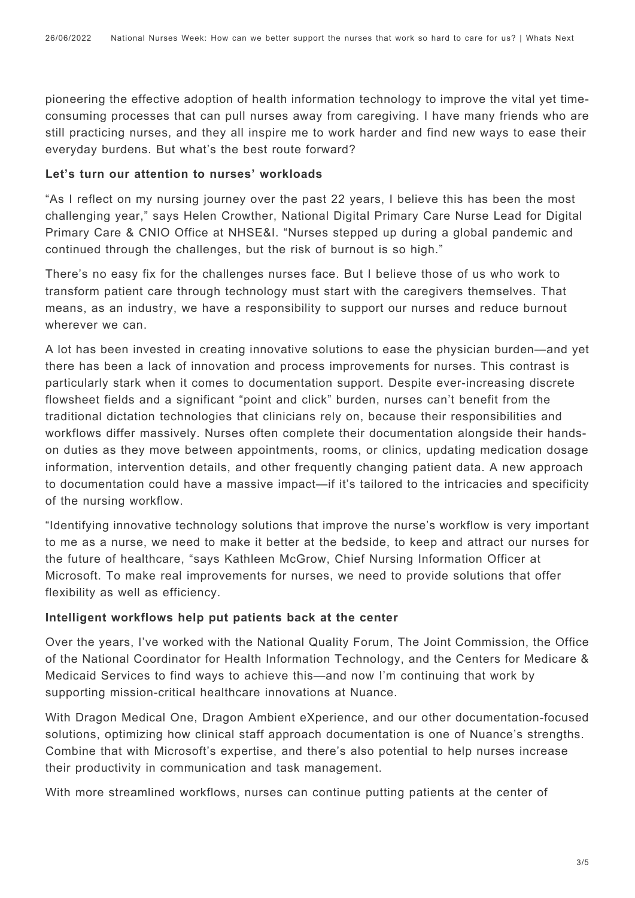pioneering the effective adoption of health information technology to improve the vital yet time-consuming processes that can pull nurses away from caregiving. I have many friends who are still practicing nurses, and they all inspire me to work harder and find new ways to ease their everyday burdens. But what's the best route forward?

**Let's turn our attention to nurses' workloads**

"As I reflect on my nursing journey over the past 22 years, I believe this has been the most challenging year," says Helen Crowther, National Digital Primary Care Nurse Lead for Digital Primary Care & CNIO Office at NHSE&I. "Nurses stepped up during a global pandemic and continued through the challenges, but the risk of burnout is so high."

There's no easy fix for the challenges nurses face. But I believe those of us who work to transform patient care through technology must start with the caregivers themselves. That means, as an industry, we have a responsibility to support our nurses and reduce burnout wherever we can.

A lot has been invested in creating innovative solutions to ease the physician burden—and yet there has been a lack of innovation and process improvements for nurses. This contrast is particularly stark when it comes to documentation support. Despite ever-increasing discrete flowsheet fields and a significant "point and click" burden, nurses can't benefit from the traditional dictation technologies that clinicians rely on, because their responsibilities and workflows differ massively. Nurses often complete their documentation alongside their hands-on duties as they move between appointments, rooms, or clinics, updating medication dosage information, intervention details, and other frequently changing patient data. A new approach to documentation could have a massive impact—if it's tailored to the intricacies and specificity of the nursing workflow.

"Identifying innovative technology solutions that improve the nurse's workflow is very important to me as a nurse, we need to make it better at the bedside, to keep and attract our nurses for the future of healthcare, "says Kathleen McGrow, Chief Nursing Information Officer at Microsoft. To make real improvements for nurses, we need to provide solutions that offer flexibility as well as efficiency.

**Intelligent workflows help put patients back at the center**

Over the years, I've worked with the National Quality Forum, The Joint Commission, the Office of the National Coordinator for Health Information Technology, and the Centers for Medicare & Medicaid Services to find ways to achieve this—and now I'm continuing that work by supporting mission-critical healthcare innovations at Nuance.

With Dragon Medical One, Dragon Ambient eXperience, and our other documentation-focused solutions, optimizing how clinical staff approach documentation is one of Nuance's strengths. Combine that with Microsoft's expertise, and there's also potential to help nurses increase their productivity in communication and task management.

With more streamlined workflows, nurses can continue putting patients at the center of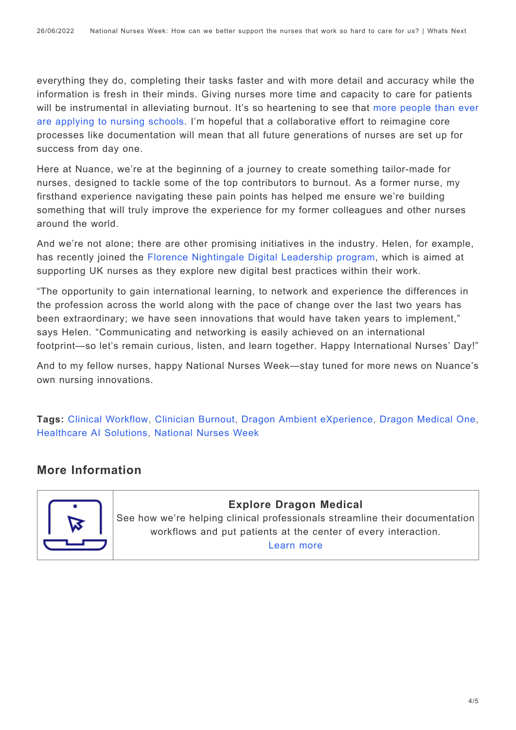everything they do, completing their tasks faster and with more detail and accuracy while the information is fresh in their minds. Giving nurses more time and capacity to care for patients will be instrumental in alleviating burnout. It's so heartening to see that more people than ever are applying to nursing schools. I'm hopeful that a collaborative effort to reimagine core processes like documentation will mean that all future generations of nurses are set up for success from day one.

Here at Nuance, we're at the beginning of a journey to create something tailor-made for nurses, designed to tackle some of the top contributors to burnout. As a former nurse, my firsthand experience navigating these pain points has helped me ensure we're building something that will truly improve the experience for my former colleagues and other nurses around the world.

And we're not alone; there are other promising initiatives in the industry. Helen, for example, has recently joined the Florence Nightingale Digital Leadership program, which is aimed at supporting UK nurses as they explore new digital best practices within their work.

"The opportunity to gain international learning, to network and experience the differences in the profession across the world along with the pace of change over the last two years has been extraordinary; we have seen innovations that would have taken years to implement," says Helen. "Communicating and networking is easily achieved on an international footprint—so let's remain curious, listen, and learn together. Happy International Nurses' Day!"

And to my fellow nurses, happy National Nurses Week—stay tuned for more news on Nuance's own nursing innovations.

**Tags:** Clinical Workflow, Clinician Burnout, Dragon Ambient eXperience, Dragon Medical One, Healthcare AI Solutions, National Nurses Week

## More Information

**Explore Dragon Medical**

See how we're helping clinical professionals streamline their documentation workflows and put patients at the center of every interaction.

Learn more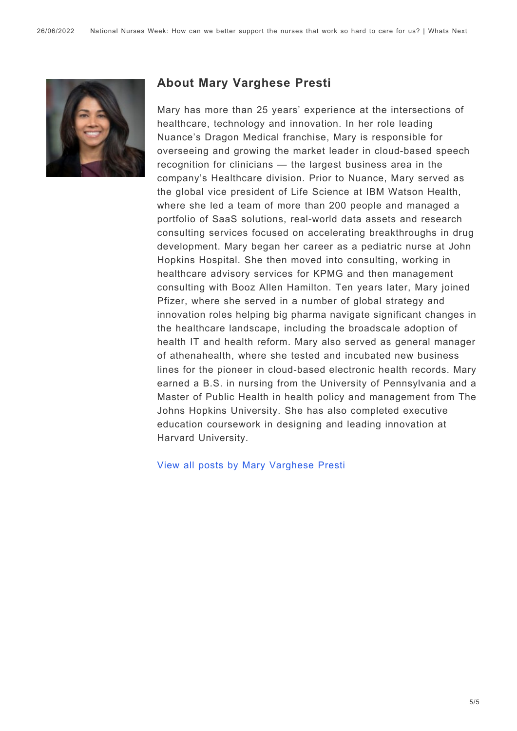## About Mary Varghese Presti

Mary has more than 25 years' experience at the intersections of healthcare, technology and innovation. In her role leading Nuance's Dragon Medical franchise, Mary is responsible for overseeing and growing the market leader in cloud-based speech recognition for clinicians — the largest business area in the company's Healthcare division. Prior to Nuance, Mary served as the global vice president of Life Science at IBM Watson Health, where she led a team of more than 200 people and managed a portfolio of SaaS solutions, real-world data assets and research consulting services focused on accelerating breakthroughs in drug development. Mary began her career as a pediatric nurse at John Hopkins Hospital. She then moved into consulting, working in healthcare advisory services for KPMG and then management consulting with Booz Allen Hamilton. Ten years later, Mary joined Pfizer, where she served in a number of global strategy and innovation roles helping big pharma navigate significant changes in the healthcare landscape, including the broadscale adoption of health IT and health reform. Mary also served as general manager of athenahealth, where she tested and incubated new business lines for the pioneer in cloud-based electronic health records. Mary earned a B.S. in nursing from the University of Pennsylvania and a Master of Public Health in health policy and management from The Johns Hopkins University. She has also completed executive education coursework in designing and leading innovation at Harvard University.

View all posts by Mary Varghese Presti